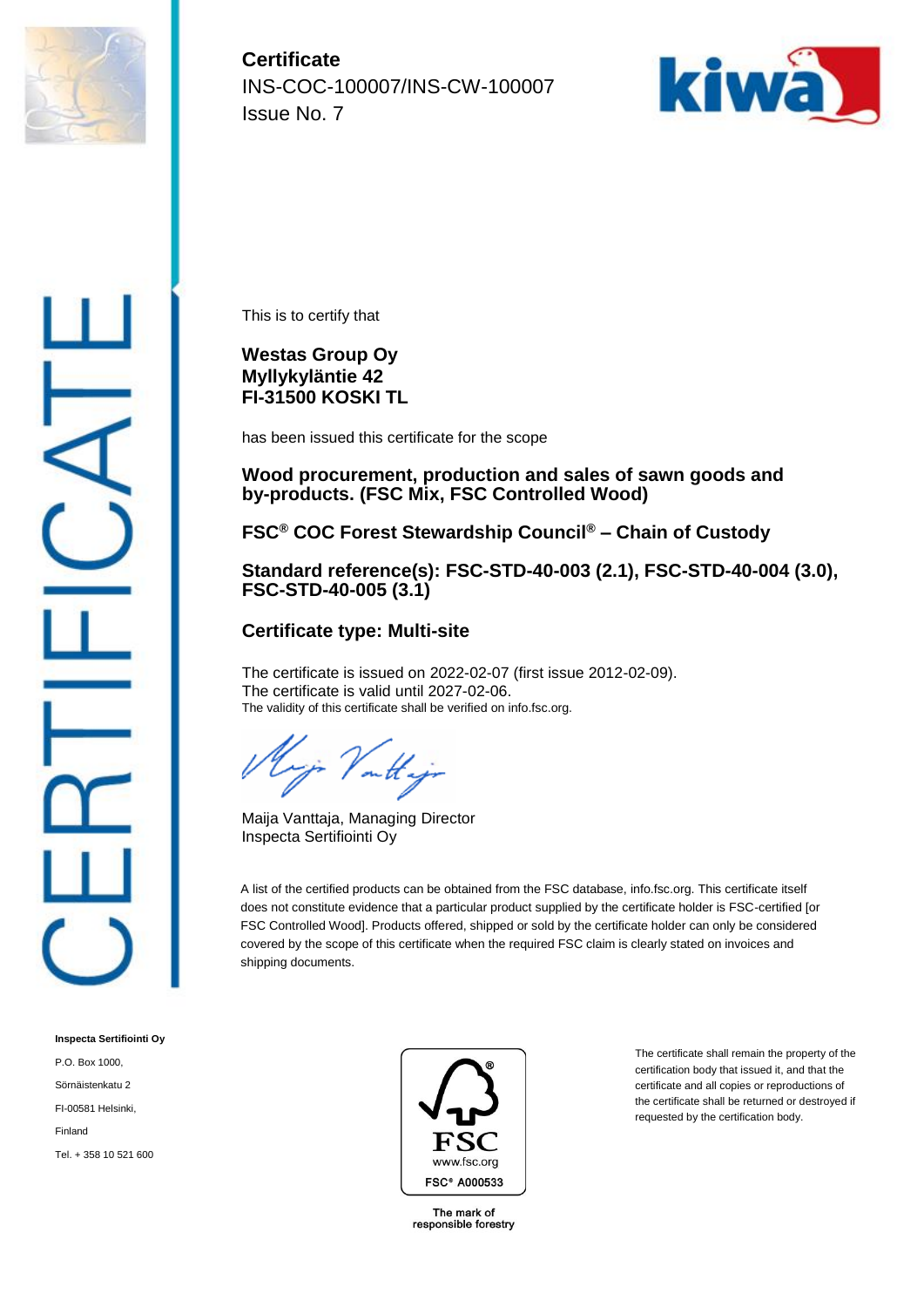**Certificate**
INS-COC-100007/INS-CW-100007
Issue No. 7

CERTIFICATE

This is to certify that

**Westas Group Oy**
**Myllykyläntie 42**
**FI-31500 KOSKI TL**

has been issued this certificate for the scope

**Wood procurement, production and sales of sawn goods and by-products. (FSC Mix, FSC Controlled Wood)**

**FSC® COC Forest Stewardship Council® – Chain of Custody**

**Standard reference(s): FSC-STD-40-003 (2.1), FSC-STD-40-004 (3.0), FSC-STD-40-005 (3.1)**

**Certificate type: Multi-site**

The certificate is issued on 2022-02-07 (first issue 2012-02-09).
The certificate is valid until 2027-02-06.
The validity of this certificate shall be verified on info.fsc.org.

Maija Vanttaja, Managing Director
Inspecta Sertifiointi Oy

A list of the certified products can be obtained from the FSC database, info.fsc.org. This certificate itself does not constitute evidence that a particular product supplied by the certificate holder is FSC-certified [or FSC Controlled Wood]. Products offered, shipped or sold by the certificate holder can only be considered covered by the scope of this certificate when the required FSC claim is clearly stated on invoices and shipping documents.

**Inspecta Sertifiointi Oy**
P.O. Box 1000,
Sörnäistenkatu 2
FI-00581 Helsinki,
Finland
Tel. + 358 10 521 600

FSC
www.fsc.org
FSC® A000533
The mark of responsible forestry

The certificate shall remain the property of the certification body that issued it, and that the certificate and all copies or reproductions of the certificate shall be returned or destroyed if requested by the certification body.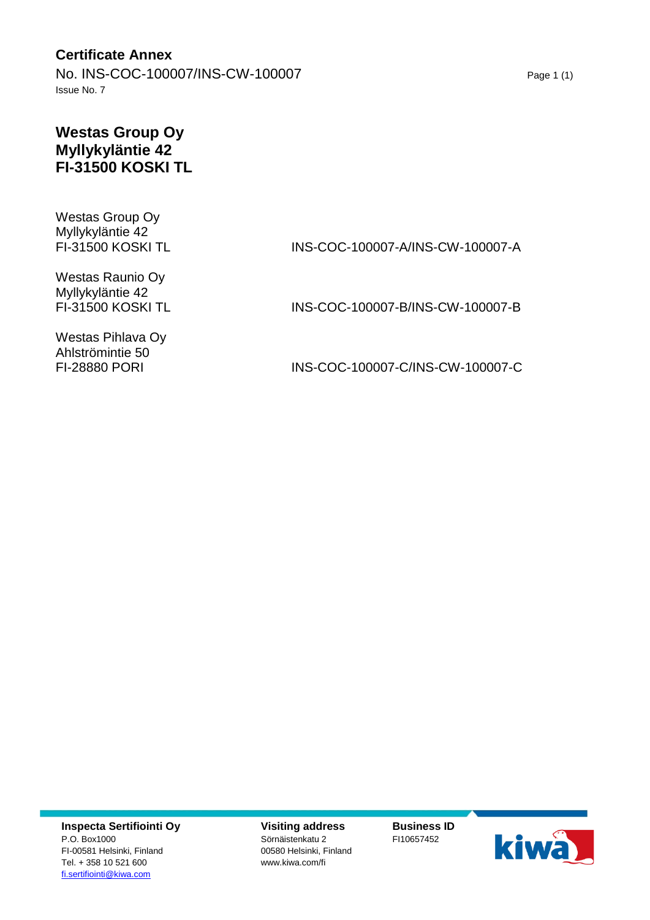**Certificate Annex**

No. INS-COC-100007/INS-CW-100007

Issue No. 7

**Westas Group Oy**
**Myllykyläntie 42**
**FI-31500 KOSKI TL**

| | |
|---|---|
| Westas Group Oy<br>Myllykyläntie 42<br>FI-31500 KOSKI TL | INS-COC-100007-A/INS-CW-100007-A |
| Westas Raunio Oy<br>Myllykyläntie 42<br>FI-31500 KOSKI TL | INS-COC-100007-B/INS-CW-100007-B |
| Westas Pihlava Oy<br>Ahlströmintie 50<br>FI-28880 PORI | INS-COC-100007-C/INS-CW-100007-C |

**Inspecta Sertifiointi Oy**
P.O. Box1000
FI-00581 Helsinki, Finland
Tel. + 358 10 521 600
fi.sertifiointi@kiwa.com

**Visiting address**
Sörnäistenkatu 2
00580 Helsinki, Finland
www.kiwa.com/fi

**Business ID**
FI10657452